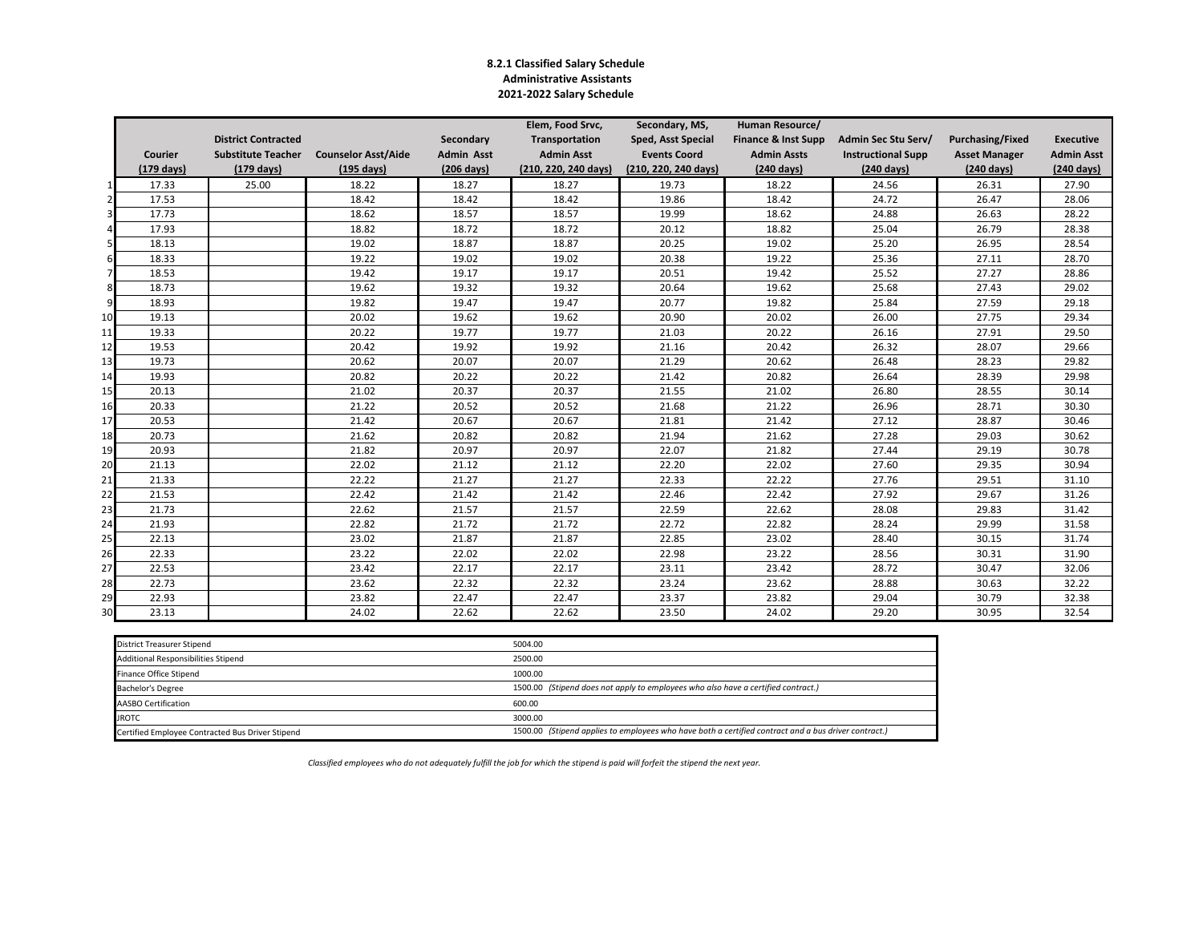**8.2.1 Classified Salary Schedule**
**Administrative Assistants**
**2021-2022 Salary Schedule**

| | Courier (179 days) | District Contracted Substitute Teacher (179 days) | Counselor Asst/Aide (195 days) | Secondary Admin Asst (206 days) | Elem, Food Srvc, Transportation Admin Asst (210, 220, 240 days) | Secondary, MS, Sped, Asst Special Events Coord (210, 220, 240 days) | Human Resource/ Finance & Inst Supp Admin Assts (240 days) | Admin Sec Stu Serv/ Instructional Supp (240 days) | Purchasing/Fixed Asset Manager (240 days) | Executive Admin Asst (240 days) |
|---|---|---|---|---|---|---|---|---|---|---|
| 1 | 17.33 | 25.00 | 18.22 | 18.27 | 18.27 | 19.73 | 18.22 | 24.56 | 26.31 | 27.90 |
| 2 | 17.53 | | 18.42 | 18.42 | 18.42 | 19.86 | 18.42 | 24.72 | 26.47 | 28.06 |
| 3 | 17.73 | | 18.62 | 18.57 | 18.57 | 19.99 | 18.62 | 24.88 | 26.63 | 28.22 |
| 4 | 17.93 | | 18.82 | 18.72 | 18.72 | 20.12 | 18.82 | 25.04 | 26.79 | 28.38 |
| 5 | 18.13 | | 19.02 | 18.87 | 18.87 | 20.25 | 19.02 | 25.20 | 26.95 | 28.54 |
| 6 | 18.33 | | 19.22 | 19.02 | 19.02 | 20.38 | 19.22 | 25.36 | 27.11 | 28.70 |
| 7 | 18.53 | | 19.42 | 19.17 | 19.17 | 20.51 | 19.42 | 25.52 | 27.27 | 28.86 |
| 8 | 18.73 | | 19.62 | 19.32 | 19.32 | 20.64 | 19.62 | 25.68 | 27.43 | 29.02 |
| 9 | 18.93 | | 19.82 | 19.47 | 19.47 | 20.77 | 19.82 | 25.84 | 27.59 | 29.18 |
| 10 | 19.13 | | 20.02 | 19.62 | 19.62 | 20.90 | 20.02 | 26.00 | 27.75 | 29.34 |
| 11 | 19.33 | | 20.22 | 19.77 | 19.77 | 21.03 | 20.22 | 26.16 | 27.91 | 29.50 |
| 12 | 19.53 | | 20.42 | 19.92 | 19.92 | 21.16 | 20.42 | 26.32 | 28.07 | 29.66 |
| 13 | 19.73 | | 20.62 | 20.07 | 20.07 | 21.29 | 20.62 | 26.48 | 28.23 | 29.82 |
| 14 | 19.93 | | 20.82 | 20.22 | 20.22 | 21.42 | 20.82 | 26.64 | 28.39 | 29.98 |
| 15 | 20.13 | | 21.02 | 20.37 | 20.37 | 21.55 | 21.02 | 26.80 | 28.55 | 30.14 |
| 16 | 20.33 | | 21.22 | 20.52 | 20.52 | 21.68 | 21.22 | 26.96 | 28.71 | 30.30 |
| 17 | 20.53 | | 21.42 | 20.67 | 20.67 | 21.81 | 21.42 | 27.12 | 28.87 | 30.46 |
| 18 | 20.73 | | 21.62 | 20.82 | 20.82 | 21.94 | 21.62 | 27.28 | 29.03 | 30.62 |
| 19 | 20.93 | | 21.82 | 20.97 | 20.97 | 22.07 | 21.82 | 27.44 | 29.19 | 30.78 |
| 20 | 21.13 | | 22.02 | 21.12 | 21.12 | 22.20 | 22.02 | 27.60 | 29.35 | 30.94 |
| 21 | 21.33 | | 22.22 | 21.27 | 21.27 | 22.33 | 22.22 | 27.76 | 29.51 | 31.10 |
| 22 | 21.53 | | 22.42 | 21.42 | 21.42 | 22.46 | 22.42 | 27.92 | 29.67 | 31.26 |
| 23 | 21.73 | | 22.62 | 21.57 | 21.57 | 22.59 | 22.62 | 28.08 | 29.83 | 31.42 |
| 24 | 21.93 | | 22.82 | 21.72 | 21.72 | 22.72 | 22.82 | 28.24 | 29.99 | 31.58 |
| 25 | 22.13 | | 23.02 | 21.87 | 21.87 | 22.85 | 23.02 | 28.40 | 30.15 | 31.74 |
| 26 | 22.33 | | 23.22 | 22.02 | 22.02 | 22.98 | 23.22 | 28.56 | 30.31 | 31.90 |
| 27 | 22.53 | | 23.42 | 22.17 | 22.17 | 23.11 | 23.42 | 28.72 | 30.47 | 32.06 |
| 28 | 22.73 | | 23.62 | 22.32 | 22.32 | 23.24 | 23.62 | 28.88 | 30.63 | 32.22 |
| 29 | 22.93 | | 23.82 | 22.47 | 22.47 | 23.37 | 23.82 | 29.04 | 30.79 | 32.38 |
| 30 | 23.13 | | 24.02 | 22.62 | 22.62 | 23.50 | 24.02 | 29.20 | 30.95 | 32.54 |

| Stipend | Amount |
|---|---|
| District Treasurer Stipend | 5004.00 |
| Additional Responsibilities Stipend | 2500.00 |
| Finance Office Stipend | 1000.00 |
| Bachelor's Degree | 1500.00 *(Stipend does not apply to employees who also have a certified contract.)* |
| AASBO Certification | 600.00 |
| JROTC | 3000.00 |
| Certified Employee Contracted Bus Driver Stipend | 1500.00 *(Stipend applies to employees who have both a certified contract and a bus driver contract.)* |

*Classified employees who do not adequately fulfill the job for which the stipend is paid will forfeit the stipend the next year.*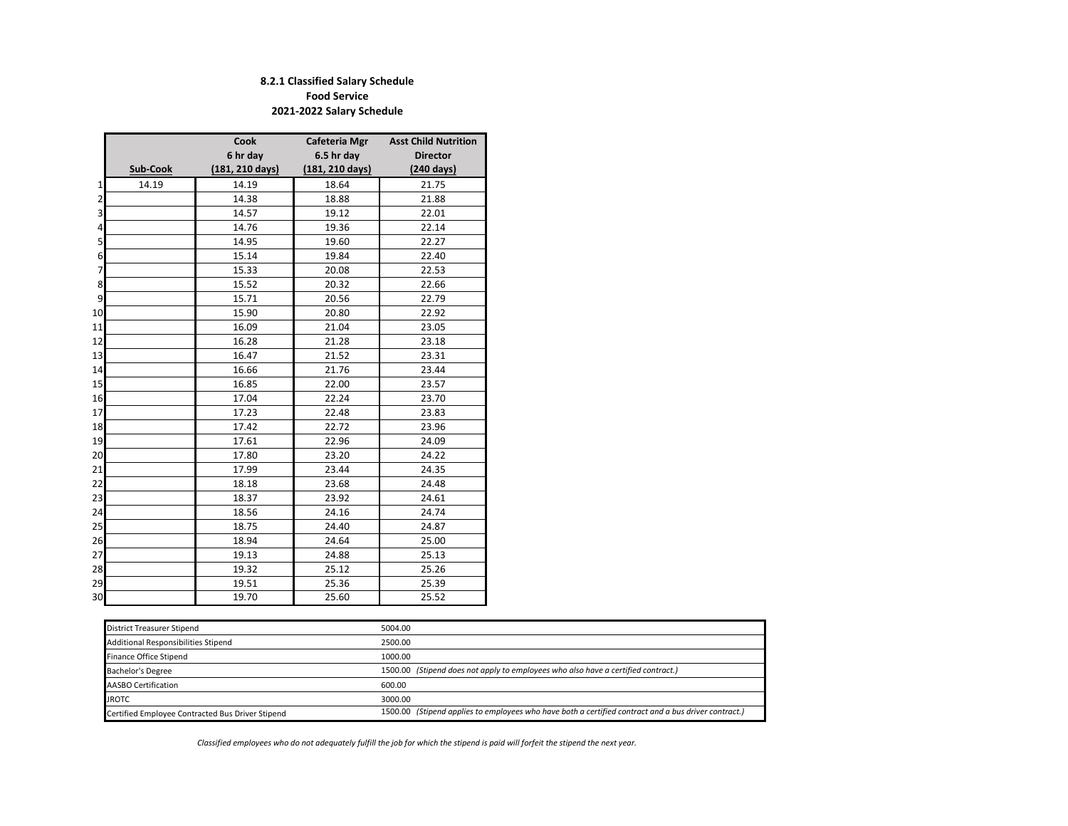**8.2.1 Classified Salary Schedule**
**Food Service**
**2021-2022 Salary Schedule**

| | Sub-Cook | Cook 6 hr day (181, 210 days) | Cafeteria Mgr 6.5 hr day (181, 210 days) | Asst Child Nutrition Director (240 days) |
|---|---|---|---|---|
| 1 | 14.19 | 14.19 | 18.64 | 21.75 |
| 2 | | 14.38 | 18.88 | 21.88 |
| 3 | | 14.57 | 19.12 | 22.01 |
| 4 | | 14.76 | 19.36 | 22.14 |
| 5 | | 14.95 | 19.60 | 22.27 |
| 6 | | 15.14 | 19.84 | 22.40 |
| 7 | | 15.33 | 20.08 | 22.53 |
| 8 | | 15.52 | 20.32 | 22.66 |
| 9 | | 15.71 | 20.56 | 22.79 |
| 10 | | 15.90 | 20.80 | 22.92 |
| 11 | | 16.09 | 21.04 | 23.05 |
| 12 | | 16.28 | 21.28 | 23.18 |
| 13 | | 16.47 | 21.52 | 23.31 |
| 14 | | 16.66 | 21.76 | 23.44 |
| 15 | | 16.85 | 22.00 | 23.57 |
| 16 | | 17.04 | 22.24 | 23.70 |
| 17 | | 17.23 | 22.48 | 23.83 |
| 18 | | 17.42 | 22.72 | 23.96 |
| 19 | | 17.61 | 22.96 | 24.09 |
| 20 | | 17.80 | 23.20 | 24.22 |
| 21 | | 17.99 | 23.44 | 24.35 |
| 22 | | 18.18 | 23.68 | 24.48 |
| 23 | | 18.37 | 23.92 | 24.61 |
| 24 | | 18.56 | 24.16 | 24.74 |
| 25 | | 18.75 | 24.40 | 24.87 |
| 26 | | 18.94 | 24.64 | 25.00 |
| 27 | | 19.13 | 24.88 | 25.13 |
| 28 | | 19.32 | 25.12 | 25.26 |
| 29 | | 19.51 | 25.36 | 25.39 |
| 30 | | 19.70 | 25.60 | 25.52 |

| Stipend | Amount |
|---|---|
| District Treasurer Stipend | 5004.00 |
| Additional Responsibilities Stipend | 2500.00 |
| Finance Office Stipend | 1000.00 |
| Bachelor's Degree | 1500.00 *(Stipend does not apply to employees who also have a certified contract.)* |
| AASBO Certification | 600.00 |
| JROTC | 3000.00 |
| Certified Employee Contracted Bus Driver Stipend | 1500.00 *(Stipend applies to employees who have both a certified contract and a bus driver contract.)* |

*Classified employees who do not adequately fulfill the job for which the stipend is paid will forfeit the stipend the next year.*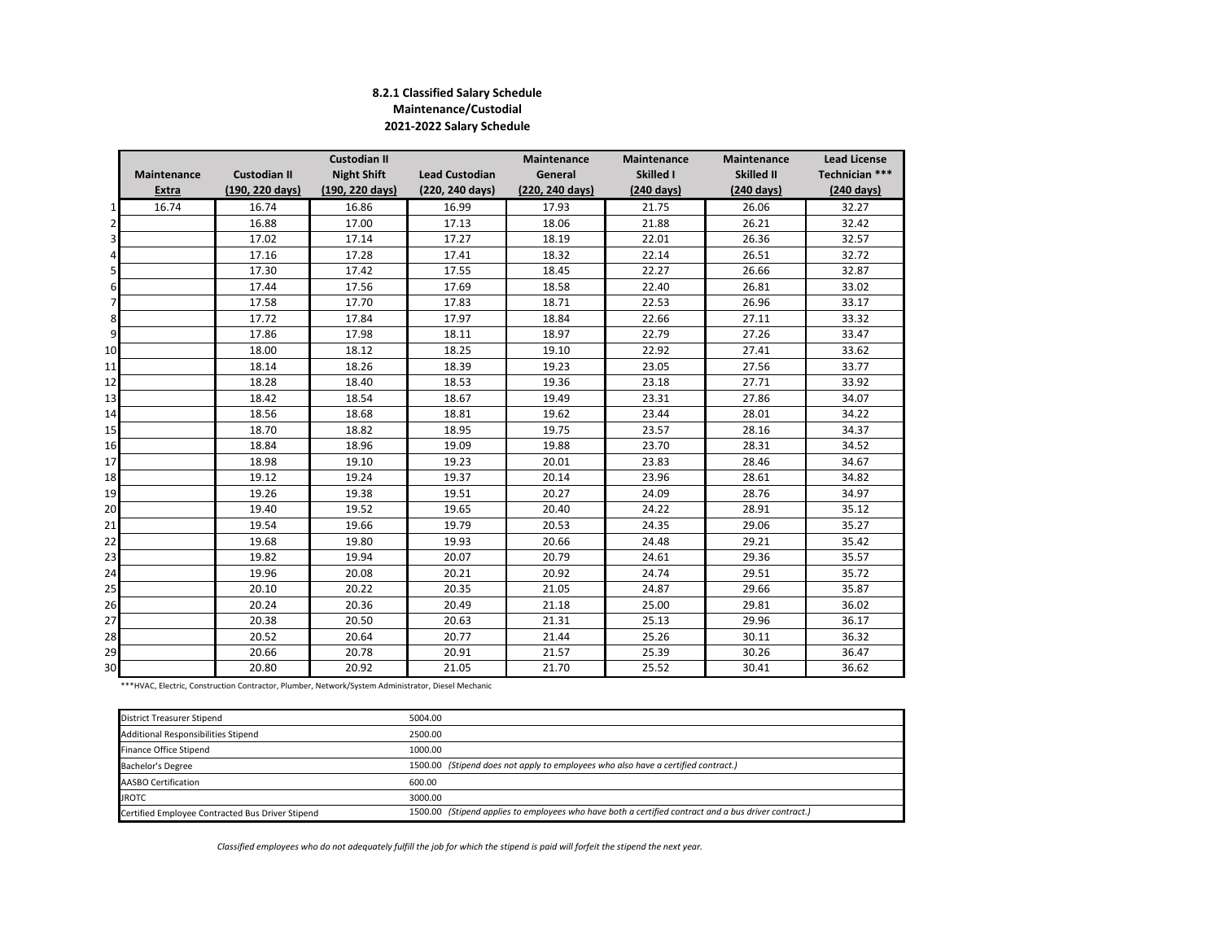**8.2.1 Classified Salary Schedule**
**Maintenance/Custodial**
**2021-2022 Salary Schedule**

| | Maintenance Extra | Custodian II (190, 220 days) | Custodian II Night Shift (190, 220 days) | Lead Custodian (220, 240 days) | Maintenance General (220, 240 days) | Maintenance Skilled I (240 days) | Maintenance Skilled II (240 days) | Lead License Technician *** (240 days) |
|---|---|---|---|---|---|---|---|---|
| 1 | 16.74 | 16.74 | 16.86 | 16.99 | 17.93 | 21.75 | 26.06 | 32.27 |
| 2 | | 16.88 | 17.00 | 17.13 | 18.06 | 21.88 | 26.21 | 32.42 |
| 3 | | 17.02 | 17.14 | 17.27 | 18.19 | 22.01 | 26.36 | 32.57 |
| 4 | | 17.16 | 17.28 | 17.41 | 18.32 | 22.14 | 26.51 | 32.72 |
| 5 | | 17.30 | 17.42 | 17.55 | 18.45 | 22.27 | 26.66 | 32.87 |
| 6 | | 17.44 | 17.56 | 17.69 | 18.58 | 22.40 | 26.81 | 33.02 |
| 7 | | 17.58 | 17.70 | 17.83 | 18.71 | 22.53 | 26.96 | 33.17 |
| 8 | | 17.72 | 17.84 | 17.97 | 18.84 | 22.66 | 27.11 | 33.32 |
| 9 | | 17.86 | 17.98 | 18.11 | 18.97 | 22.79 | 27.26 | 33.47 |
| 10 | | 18.00 | 18.12 | 18.25 | 19.10 | 22.92 | 27.41 | 33.62 |
| 11 | | 18.14 | 18.26 | 18.39 | 19.23 | 23.05 | 27.56 | 33.77 |
| 12 | | 18.28 | 18.40 | 18.53 | 19.36 | 23.18 | 27.71 | 33.92 |
| 13 | | 18.42 | 18.54 | 18.67 | 19.49 | 23.31 | 27.86 | 34.07 |
| 14 | | 18.56 | 18.68 | 18.81 | 19.62 | 23.44 | 28.01 | 34.22 |
| 15 | | 18.70 | 18.82 | 18.95 | 19.75 | 23.57 | 28.16 | 34.37 |
| 16 | | 18.84 | 18.96 | 19.09 | 19.88 | 23.70 | 28.31 | 34.52 |
| 17 | | 18.98 | 19.10 | 19.23 | 20.01 | 23.83 | 28.46 | 34.67 |
| 18 | | 19.12 | 19.24 | 19.37 | 20.14 | 23.96 | 28.61 | 34.82 |
| 19 | | 19.26 | 19.38 | 19.51 | 20.27 | 24.09 | 28.76 | 34.97 |
| 20 | | 19.40 | 19.52 | 19.65 | 20.40 | 24.22 | 28.91 | 35.12 |
| 21 | | 19.54 | 19.66 | 19.79 | 20.53 | 24.35 | 29.06 | 35.27 |
| 22 | | 19.68 | 19.80 | 19.93 | 20.66 | 24.48 | 29.21 | 35.42 |
| 23 | | 19.82 | 19.94 | 20.07 | 20.79 | 24.61 | 29.36 | 35.57 |
| 24 | | 19.96 | 20.08 | 20.21 | 20.92 | 24.74 | 29.51 | 35.72 |
| 25 | | 20.10 | 20.22 | 20.35 | 21.05 | 24.87 | 29.66 | 35.87 |
| 26 | | 20.24 | 20.36 | 20.49 | 21.18 | 25.00 | 29.81 | 36.02 |
| 27 | | 20.38 | 20.50 | 20.63 | 21.31 | 25.13 | 29.96 | 36.17 |
| 28 | | 20.52 | 20.64 | 20.77 | 21.44 | 25.26 | 30.11 | 36.32 |
| 29 | | 20.66 | 20.78 | 20.91 | 21.57 | 25.39 | 30.26 | 36.47 |
| 30 | | 20.80 | 20.92 | 21.05 | 21.70 | 25.52 | 30.41 | 36.62 |

***HVAC, Electric, Construction Contractor, Plumber, Network/System Administrator, Diesel Mechanic

| Stipend | Amount |
|---|---|
| District Treasurer Stipend | 5004.00 |
| Additional Responsibilities Stipend | 2500.00 |
| Finance Office Stipend | 1000.00 |
| Bachelor's Degree | 1500.00 *(Stipend does not apply to employees who also have a certified contract.)* |
| AASBO Certification | 600.00 |
| JROTC | 3000.00 |
| Certified Employee Contracted Bus Driver Stipend | 1500.00 *(Stipend applies to employees who have both a certified contract and a bus driver contract.)* |

*Classified employees who do not adequately fulfill the job for which the stipend is paid will forfeit the stipend the next year.*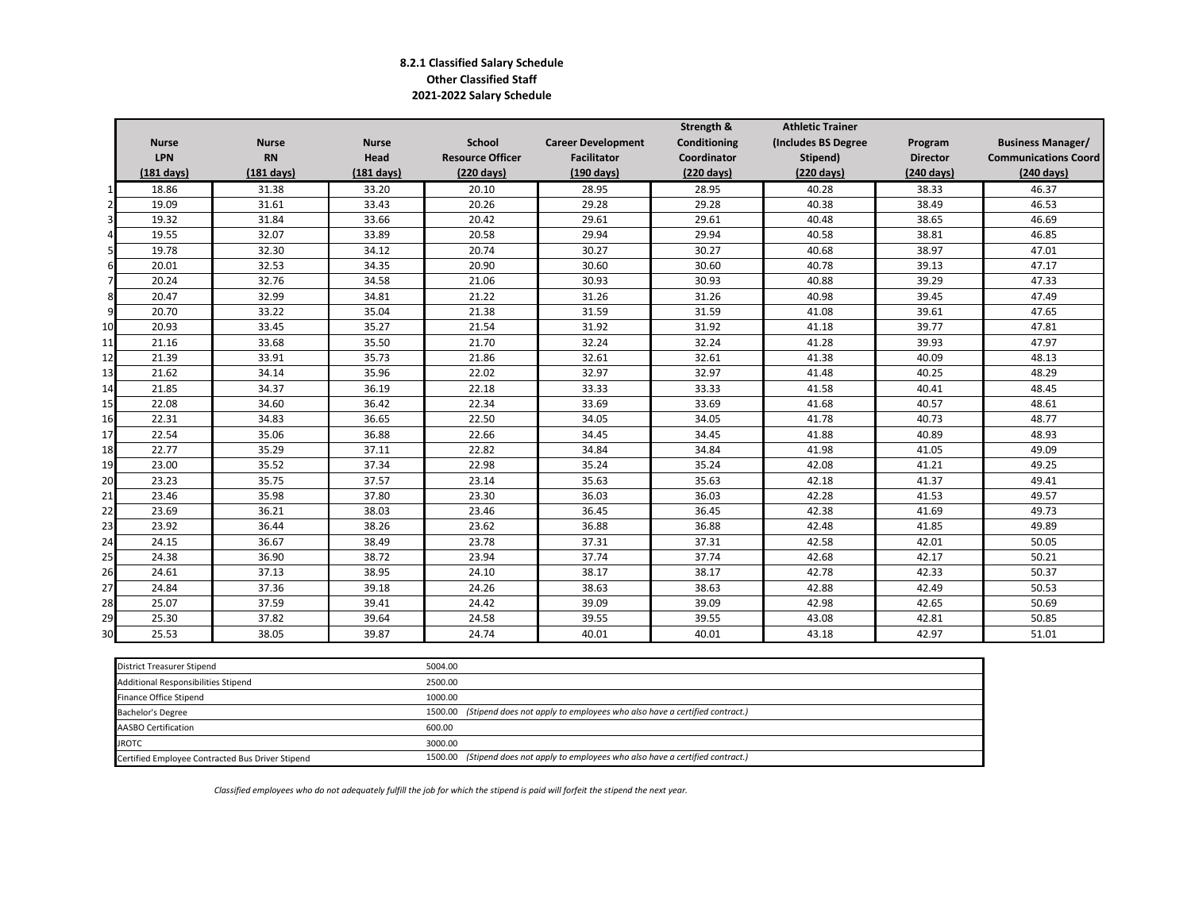**8.2.1 Classified Salary Schedule**
**Other Classified Staff**
**2021-2022 Salary Schedule**

| | Nurse LPN (181 days) | Nurse RN (181 days) | Nurse Head (181 days) | School Resource Officer (220 days) | Career Development Facilitator (190 days) | Strength & Conditioning Coordinator (220 days) | Athletic Trainer (Includes BS Degree Stipend) (220 days) | Program Director (240 days) | Business Manager/ Communications Coord (240 days) |
|---|---|---|---|---|---|---|---|---|---|
| 1 | 18.86 | 31.38 | 33.20 | 20.10 | 28.95 | 28.95 | 40.28 | 38.33 | 46.37 |
| 2 | 19.09 | 31.61 | 33.43 | 20.26 | 29.28 | 29.28 | 40.38 | 38.49 | 46.53 |
| 3 | 19.32 | 31.84 | 33.66 | 20.42 | 29.61 | 29.61 | 40.48 | 38.65 | 46.69 |
| 4 | 19.55 | 32.07 | 33.89 | 20.58 | 29.94 | 29.94 | 40.58 | 38.81 | 46.85 |
| 5 | 19.78 | 32.30 | 34.12 | 20.74 | 30.27 | 30.27 | 40.68 | 38.97 | 47.01 |
| 6 | 20.01 | 32.53 | 34.35 | 20.90 | 30.60 | 30.60 | 40.78 | 39.13 | 47.17 |
| 7 | 20.24 | 32.76 | 34.58 | 21.06 | 30.93 | 30.93 | 40.88 | 39.29 | 47.33 |
| 8 | 20.47 | 32.99 | 34.81 | 21.22 | 31.26 | 31.26 | 40.98 | 39.45 | 47.49 |
| 9 | 20.70 | 33.22 | 35.04 | 21.38 | 31.59 | 31.59 | 41.08 | 39.61 | 47.65 |
| 10 | 20.93 | 33.45 | 35.27 | 21.54 | 31.92 | 31.92 | 41.18 | 39.77 | 47.81 |
| 11 | 21.16 | 33.68 | 35.50 | 21.70 | 32.24 | 32.24 | 41.28 | 39.93 | 47.97 |
| 12 | 21.39 | 33.91 | 35.73 | 21.86 | 32.61 | 32.61 | 41.38 | 40.09 | 48.13 |
| 13 | 21.62 | 34.14 | 35.96 | 22.02 | 32.97 | 32.97 | 41.48 | 40.25 | 48.29 |
| 14 | 21.85 | 34.37 | 36.19 | 22.18 | 33.33 | 33.33 | 41.58 | 40.41 | 48.45 |
| 15 | 22.08 | 34.60 | 36.42 | 22.34 | 33.69 | 33.69 | 41.68 | 40.57 | 48.61 |
| 16 | 22.31 | 34.83 | 36.65 | 22.50 | 34.05 | 34.05 | 41.78 | 40.73 | 48.77 |
| 17 | 22.54 | 35.06 | 36.88 | 22.66 | 34.45 | 34.45 | 41.88 | 40.89 | 48.93 |
| 18 | 22.77 | 35.29 | 37.11 | 22.82 | 34.84 | 34.84 | 41.98 | 41.05 | 49.09 |
| 19 | 23.00 | 35.52 | 37.34 | 22.98 | 35.24 | 35.24 | 42.08 | 41.21 | 49.25 |
| 20 | 23.23 | 35.75 | 37.57 | 23.14 | 35.63 | 35.63 | 42.18 | 41.37 | 49.41 |
| 21 | 23.46 | 35.98 | 37.80 | 23.30 | 36.03 | 36.03 | 42.28 | 41.53 | 49.57 |
| 22 | 23.69 | 36.21 | 38.03 | 23.46 | 36.45 | 36.45 | 42.38 | 41.69 | 49.73 |
| 23 | 23.92 | 36.44 | 38.26 | 23.62 | 36.88 | 36.88 | 42.48 | 41.85 | 49.89 |
| 24 | 24.15 | 36.67 | 38.49 | 23.78 | 37.31 | 37.31 | 42.58 | 42.01 | 50.05 |
| 25 | 24.38 | 36.90 | 38.72 | 23.94 | 37.74 | 37.74 | 42.68 | 42.17 | 50.21 |
| 26 | 24.61 | 37.13 | 38.95 | 24.10 | 38.17 | 38.17 | 42.78 | 42.33 | 50.37 |
| 27 | 24.84 | 37.36 | 39.18 | 24.26 | 38.63 | 38.63 | 42.88 | 42.49 | 50.53 |
| 28 | 25.07 | 37.59 | 39.41 | 24.42 | 39.09 | 39.09 | 42.98 | 42.65 | 50.69 |
| 29 | 25.30 | 37.82 | 39.64 | 24.58 | 39.55 | 39.55 | 43.08 | 42.81 | 50.85 |
| 30 | 25.53 | 38.05 | 39.87 | 24.74 | 40.01 | 40.01 | 43.18 | 42.97 | 51.01 |

| Stipend | Amount | Note |
|---|---|---|
| District Treasurer Stipend | 5004.00 | |
| Additional Responsibilities Stipend | 2500.00 | |
| Finance Office Stipend | 1000.00 | |
| Bachelor's Degree | 1500.00 | *(Stipend does not apply to employees who also have a certified contract.)* |
| AASBO Certification | 600.00 | |
| JROTC | 3000.00 | |
| Certified Employee Contracted Bus Driver Stipend | 1500.00 | *(Stipend does not apply to employees who also have a certified contract.)* |

*Classified employees who do not adequately fulfill the job for which the stipend is paid will forfeit the stipend the next year.*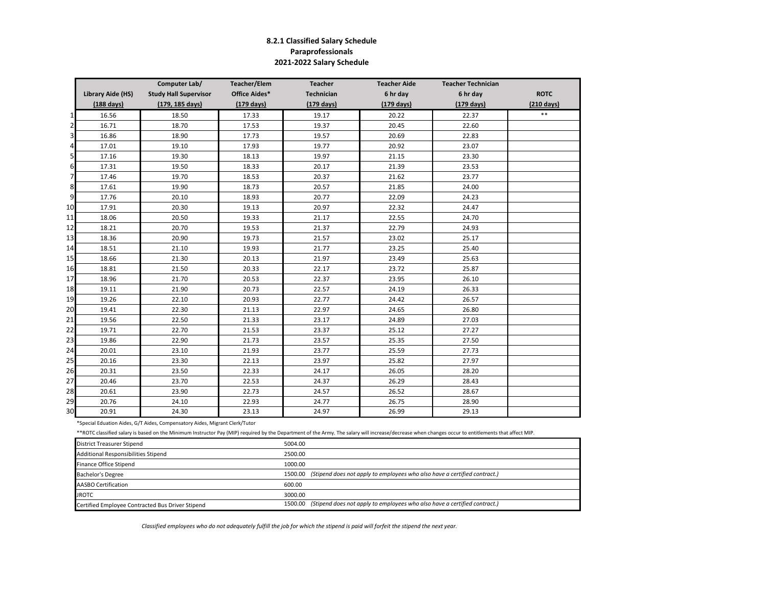**8.2.1 Classified Salary Schedule**
**Paraprofessionals**
**2021-2022 Salary Schedule**

| | Library Aide (HS) (188 days) | Computer Lab/ Study Hall Supervisor (179, 185 days) | Teacher/Elem Office Aides* (179 days) | Teacher Technician (179 days) | Teacher Aide 6 hr day (179 days) | Teacher Technician 6 hr day (179 days) | ROTC (210 days) |
|---|---|---|---|---|---|---|---|
| 1 | 16.56 | 18.50 | 17.33 | 19.17 | 20.22 | 22.37 | ** |
| 2 | 16.71 | 18.70 | 17.53 | 19.37 | 20.45 | 22.60 | |
| 3 | 16.86 | 18.90 | 17.73 | 19.57 | 20.69 | 22.83 | |
| 4 | 17.01 | 19.10 | 17.93 | 19.77 | 20.92 | 23.07 | |
| 5 | 17.16 | 19.30 | 18.13 | 19.97 | 21.15 | 23.30 | |
| 6 | 17.31 | 19.50 | 18.33 | 20.17 | 21.39 | 23.53 | |
| 7 | 17.46 | 19.70 | 18.53 | 20.37 | 21.62 | 23.77 | |
| 8 | 17.61 | 19.90 | 18.73 | 20.57 | 21.85 | 24.00 | |
| 9 | 17.76 | 20.10 | 18.93 | 20.77 | 22.09 | 24.23 | |
| 10 | 17.91 | 20.30 | 19.13 | 20.97 | 22.32 | 24.47 | |
| 11 | 18.06 | 20.50 | 19.33 | 21.17 | 22.55 | 24.70 | |
| 12 | 18.21 | 20.70 | 19.53 | 21.37 | 22.79 | 24.93 | |
| 13 | 18.36 | 20.90 | 19.73 | 21.57 | 23.02 | 25.17 | |
| 14 | 18.51 | 21.10 | 19.93 | 21.77 | 23.25 | 25.40 | |
| 15 | 18.66 | 21.30 | 20.13 | 21.97 | 23.49 | 25.63 | |
| 16 | 18.81 | 21.50 | 20.33 | 22.17 | 23.72 | 25.87 | |
| 17 | 18.96 | 21.70 | 20.53 | 22.37 | 23.95 | 26.10 | |
| 18 | 19.11 | 21.90 | 20.73 | 22.57 | 24.19 | 26.33 | |
| 19 | 19.26 | 22.10 | 20.93 | 22.77 | 24.42 | 26.57 | |
| 20 | 19.41 | 22.30 | 21.13 | 22.97 | 24.65 | 26.80 | |
| 21 | 19.56 | 22.50 | 21.33 | 23.17 | 24.89 | 27.03 | |
| 22 | 19.71 | 22.70 | 21.53 | 23.37 | 25.12 | 27.27 | |
| 23 | 19.86 | 22.90 | 21.73 | 23.57 | 25.35 | 27.50 | |
| 24 | 20.01 | 23.10 | 21.93 | 23.77 | 25.59 | 27.73 | |
| 25 | 20.16 | 23.30 | 22.13 | 23.97 | 25.82 | 27.97 | |
| 26 | 20.31 | 23.50 | 22.33 | 24.17 | 26.05 | 28.20 | |
| 27 | 20.46 | 23.70 | 22.53 | 24.37 | 26.29 | 28.43 | |
| 28 | 20.61 | 23.90 | 22.73 | 24.57 | 26.52 | 28.67 | |
| 29 | 20.76 | 24.10 | 22.93 | 24.77 | 26.75 | 28.90 | |
| 30 | 20.91 | 24.30 | 23.13 | 24.97 | 26.99 | 29.13 | |

*Special Eduation Aides, G/T Aides, Compensatory Aides, Migrant Clerk/Tutor

**ROTC classified salary is based on the Minimum Instructor Pay (MIP) required by the Department of the Army. The salary will increase/decrease when changes occur to entitlements that affect MIP.

| Stipend | Amount |
|---|---|
| District Treasurer Stipend | 5004.00 |
| Additional Responsibilities Stipend | 2500.00 |
| Finance Office Stipend | 1000.00 |
| Bachelor's Degree | 1500.00 *(Stipend does not apply to employees who also have a certified contract.)* |
| AASBO Certification | 600.00 |
| JROTC | 3000.00 |
| Certified Employee Contracted Bus Driver Stipend | 1500.00 *(Stipend does not apply to employees who also have a certified contract.)* |

*Classified employees who do not adequately fulfill the job for which the stipend is paid will forfeit the stipend the next year.*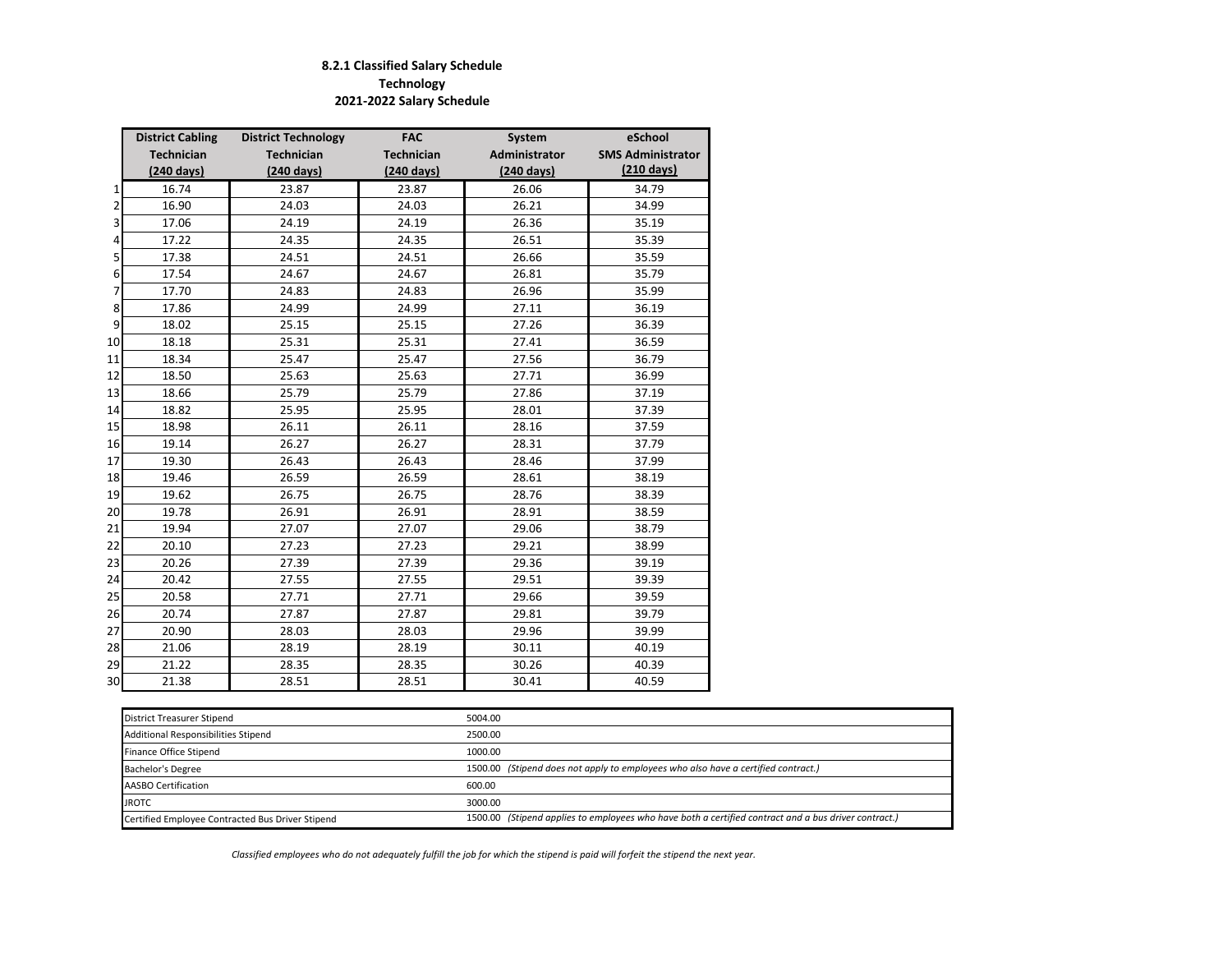# 8.2.1 Classified Salary Schedule
## Technology
## 2021-2022 Salary Schedule

| | District Cabling Technician (240 days) | District Technology Technician (240 days) | FAC Technician (240 days) | System Administrator (240 days) | eSchool SMS Administrator (210 days) |
|---|---|---|---|---|---|
| 1 | 16.74 | 23.87 | 23.87 | 26.06 | 34.79 |
| 2 | 16.90 | 24.03 | 24.03 | 26.21 | 34.99 |
| 3 | 17.06 | 24.19 | 24.19 | 26.36 | 35.19 |
| 4 | 17.22 | 24.35 | 24.35 | 26.51 | 35.39 |
| 5 | 17.38 | 24.51 | 24.51 | 26.66 | 35.59 |
| 6 | 17.54 | 24.67 | 24.67 | 26.81 | 35.79 |
| 7 | 17.70 | 24.83 | 24.83 | 26.96 | 35.99 |
| 8 | 17.86 | 24.99 | 24.99 | 27.11 | 36.19 |
| 9 | 18.02 | 25.15 | 25.15 | 27.26 | 36.39 |
| 10 | 18.18 | 25.31 | 25.31 | 27.41 | 36.59 |
| 11 | 18.34 | 25.47 | 25.47 | 27.56 | 36.79 |
| 12 | 18.50 | 25.63 | 25.63 | 27.71 | 36.99 |
| 13 | 18.66 | 25.79 | 25.79 | 27.86 | 37.19 |
| 14 | 18.82 | 25.95 | 25.95 | 28.01 | 37.39 |
| 15 | 18.98 | 26.11 | 26.11 | 28.16 | 37.59 |
| 16 | 19.14 | 26.27 | 26.27 | 28.31 | 37.79 |
| 17 | 19.30 | 26.43 | 26.43 | 28.46 | 37.99 |
| 18 | 19.46 | 26.59 | 26.59 | 28.61 | 38.19 |
| 19 | 19.62 | 26.75 | 26.75 | 28.76 | 38.39 |
| 20 | 19.78 | 26.91 | 26.91 | 28.91 | 38.59 |
| 21 | 19.94 | 27.07 | 27.07 | 29.06 | 38.79 |
| 22 | 20.10 | 27.23 | 27.23 | 29.21 | 38.99 |
| 23 | 20.26 | 27.39 | 27.39 | 29.36 | 39.19 |
| 24 | 20.42 | 27.55 | 27.55 | 29.51 | 39.39 |
| 25 | 20.58 | 27.71 | 27.71 | 29.66 | 39.59 |
| 26 | 20.74 | 27.87 | 27.87 | 29.81 | 39.79 |
| 27 | 20.90 | 28.03 | 28.03 | 29.96 | 39.99 |
| 28 | 21.06 | 28.19 | 28.19 | 30.11 | 40.19 |
| 29 | 21.22 | 28.35 | 28.35 | 30.26 | 40.39 |
| 30 | 21.38 | 28.51 | 28.51 | 30.41 | 40.59 |

| Stipend | Amount |
|---|---|
| District Treasurer Stipend | 5004.00 |
| Additional Responsibilities Stipend | 2500.00 |
| Finance Office Stipend | 1000.00 |
| Bachelor's Degree | 1500.00 *(Stipend does not apply to employees who also have a certified contract.)* |
| AASBO Certification | 600.00 |
| JROTC | 3000.00 |
| Certified Employee Contracted Bus Driver Stipend | 1500.00 *(Stipend applies to employees who have both a certified contract and a bus driver contract.)* |

*Classified employees who do not adequately fulfill the job for which the stipend is paid will forfeit the stipend the next year.*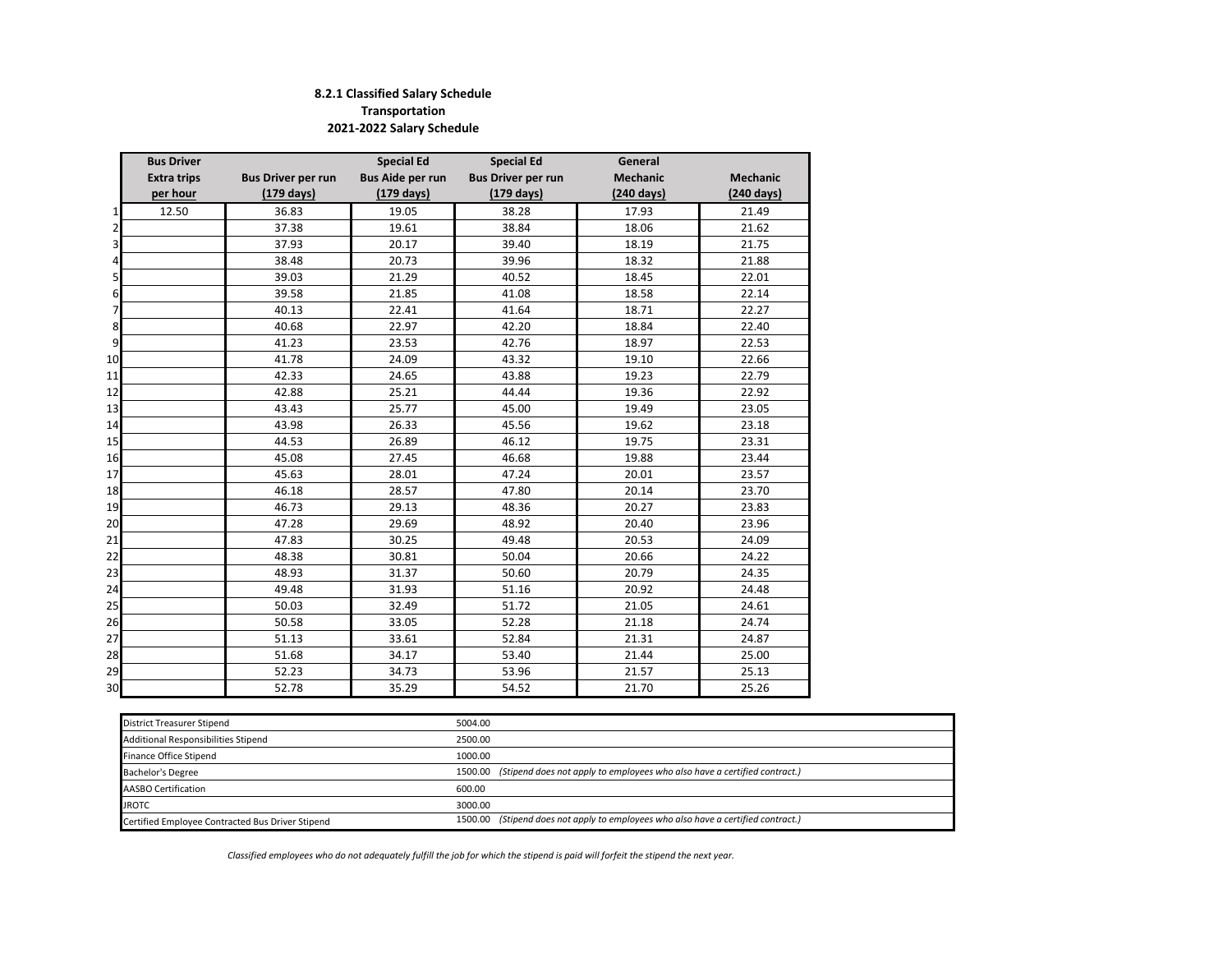**8.2.1 Classified Salary Schedule**
**Transportation**
**2021-2022 Salary Schedule**

| | Bus Driver Extra trips per hour | Bus Driver per run (179 days) | Special Ed Bus Aide per run (179 days) | Special Ed Bus Driver per run (179 days) | General Mechanic (240 days) | Mechanic (240 days) |
|---|---|---|---|---|---|---|
| 1 | 12.50 | 36.83 | 19.05 | 38.28 | 17.93 | 21.49 |
| 2 | | 37.38 | 19.61 | 38.84 | 18.06 | 21.62 |
| 3 | | 37.93 | 20.17 | 39.40 | 18.19 | 21.75 |
| 4 | | 38.48 | 20.73 | 39.96 | 18.32 | 21.88 |
| 5 | | 39.03 | 21.29 | 40.52 | 18.45 | 22.01 |
| 6 | | 39.58 | 21.85 | 41.08 | 18.58 | 22.14 |
| 7 | | 40.13 | 22.41 | 41.64 | 18.71 | 22.27 |
| 8 | | 40.68 | 22.97 | 42.20 | 18.84 | 22.40 |
| 9 | | 41.23 | 23.53 | 42.76 | 18.97 | 22.53 |
| 10 | | 41.78 | 24.09 | 43.32 | 19.10 | 22.66 |
| 11 | | 42.33 | 24.65 | 43.88 | 19.23 | 22.79 |
| 12 | | 42.88 | 25.21 | 44.44 | 19.36 | 22.92 |
| 13 | | 43.43 | 25.77 | 45.00 | 19.49 | 23.05 |
| 14 | | 43.98 | 26.33 | 45.56 | 19.62 | 23.18 |
| 15 | | 44.53 | 26.89 | 46.12 | 19.75 | 23.31 |
| 16 | | 45.08 | 27.45 | 46.68 | 19.88 | 23.44 |
| 17 | | 45.63 | 28.01 | 47.24 | 20.01 | 23.57 |
| 18 | | 46.18 | 28.57 | 47.80 | 20.14 | 23.70 |
| 19 | | 46.73 | 29.13 | 48.36 | 20.27 | 23.83 |
| 20 | | 47.28 | 29.69 | 48.92 | 20.40 | 23.96 |
| 21 | | 47.83 | 30.25 | 49.48 | 20.53 | 24.09 |
| 22 | | 48.38 | 30.81 | 50.04 | 20.66 | 24.22 |
| 23 | | 48.93 | 31.37 | 50.60 | 20.79 | 24.35 |
| 24 | | 49.48 | 31.93 | 51.16 | 20.92 | 24.48 |
| 25 | | 50.03 | 32.49 | 51.72 | 21.05 | 24.61 |
| 26 | | 50.58 | 33.05 | 52.28 | 21.18 | 24.74 |
| 27 | | 51.13 | 33.61 | 52.84 | 21.31 | 24.87 |
| 28 | | 51.68 | 34.17 | 53.40 | 21.44 | 25.00 |
| 29 | | 52.23 | 34.73 | 53.96 | 21.57 | 25.13 |
| 30 | | 52.78 | 35.29 | 54.52 | 21.70 | 25.26 |

| Stipend | Amount | Note |
|---|---|---|
| District Treasurer Stipend | 5004.00 | |
| Additional Responsibilities Stipend | 2500.00 | |
| Finance Office Stipend | 1000.00 | |
| Bachelor's Degree | 1500.00 | *(Stipend does not apply to employees who also have a certified contract.)* |
| AASBO Certification | 600.00 | |
| JROTC | 3000.00 | |
| Certified Employee Contracted Bus Driver Stipend | 1500.00 | *(Stipend does not apply to employees who also have a certified contract.)* |

*Classified employees who do not adequately fulfill the job for which the stipend is paid will forfeit the stipend the next year.*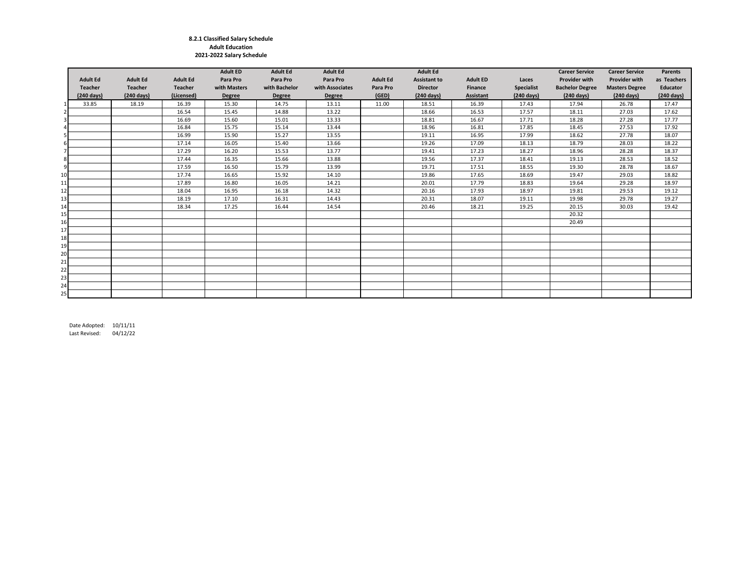**8.2.1 Classified Salary Schedule**
**Adult Education**
**2021-2022 Salary Schedule**

| | Adult Ed Teacher (240 days) | Adult Ed Teacher (240 days) | Adult Ed Teacher (Licensed) | Adult ED Para Pro with Masters Degree | Adult Ed Para Pro with Bachelor Degree | Adult Ed Para Pro with Associates Degree | Adult Ed Para Pro (GED) | Adult Ed Assistant to Director (240 days) | Adult ED Finance Assistant | Laces Specialist (240 days) | Career Service Provider with Bachelor Degree (240 days) | Career Service Provider with Masters Degree (240 days) | Parents as Teachers Educator (240 days) |
|---|---|---|---|---|---|---|---|---|---|---|---|---|---|
| 1 | 33.85 | 18.19 | 16.39 | 15.30 | 14.75 | 13.11 | 11.00 | 18.51 | 16.39 | 17.43 | 17.94 | 26.78 | 17.47 |
| 2 | | | 16.54 | 15.45 | 14.88 | 13.22 | | 18.66 | 16.53 | 17.57 | 18.11 | 27.03 | 17.62 |
| 3 | | | 16.69 | 15.60 | 15.01 | 13.33 | | 18.81 | 16.67 | 17.71 | 18.28 | 27.28 | 17.77 |
| 4 | | | 16.84 | 15.75 | 15.14 | 13.44 | | 18.96 | 16.81 | 17.85 | 18.45 | 27.53 | 17.92 |
| 5 | | | 16.99 | 15.90 | 15.27 | 13.55 | | 19.11 | 16.95 | 17.99 | 18.62 | 27.78 | 18.07 |
| 6 | | | 17.14 | 16.05 | 15.40 | 13.66 | | 19.26 | 17.09 | 18.13 | 18.79 | 28.03 | 18.22 |
| 7 | | | 17.29 | 16.20 | 15.53 | 13.77 | | 19.41 | 17.23 | 18.27 | 18.96 | 28.28 | 18.37 |
| 8 | | | 17.44 | 16.35 | 15.66 | 13.88 | | 19.56 | 17.37 | 18.41 | 19.13 | 28.53 | 18.52 |
| 9 | | | 17.59 | 16.50 | 15.79 | 13.99 | | 19.71 | 17.51 | 18.55 | 19.30 | 28.78 | 18.67 |
| 10 | | | 17.74 | 16.65 | 15.92 | 14.10 | | 19.86 | 17.65 | 18.69 | 19.47 | 29.03 | 18.82 |
| 11 | | | 17.89 | 16.80 | 16.05 | 14.21 | | 20.01 | 17.79 | 18.83 | 19.64 | 29.28 | 18.97 |
| 12 | | | 18.04 | 16.95 | 16.18 | 14.32 | | 20.16 | 17.93 | 18.97 | 19.81 | 29.53 | 19.12 |
| 13 | | | 18.19 | 17.10 | 16.31 | 14.43 | | 20.31 | 18.07 | 19.11 | 19.98 | 29.78 | 19.27 |
| 14 | | | 18.34 | 17.25 | 16.44 | 14.54 | | 20.46 | 18.21 | 19.25 | 20.15 | 30.03 | 19.42 |
| 15 | | | | | | | | | | | 20.32 | | |
| 16 | | | | | | | | | | | 20.49 | | |
| 17 | | | | | | | | | | | | | |
| 18 | | | | | | | | | | | | | |
| 19 | | | | | | | | | | | | | |
| 20 | | | | | | | | | | | | | |
| 21 | | | | | | | | | | | | | |
| 22 | | | | | | | | | | | | | |
| 23 | | | | | | | | | | | | | |
| 24 | | | | | | | | | | | | | |
| 25 | | | | | | | | | | | | | |

Date Adopted: 10/11/11
Last Revised: 04/12/22